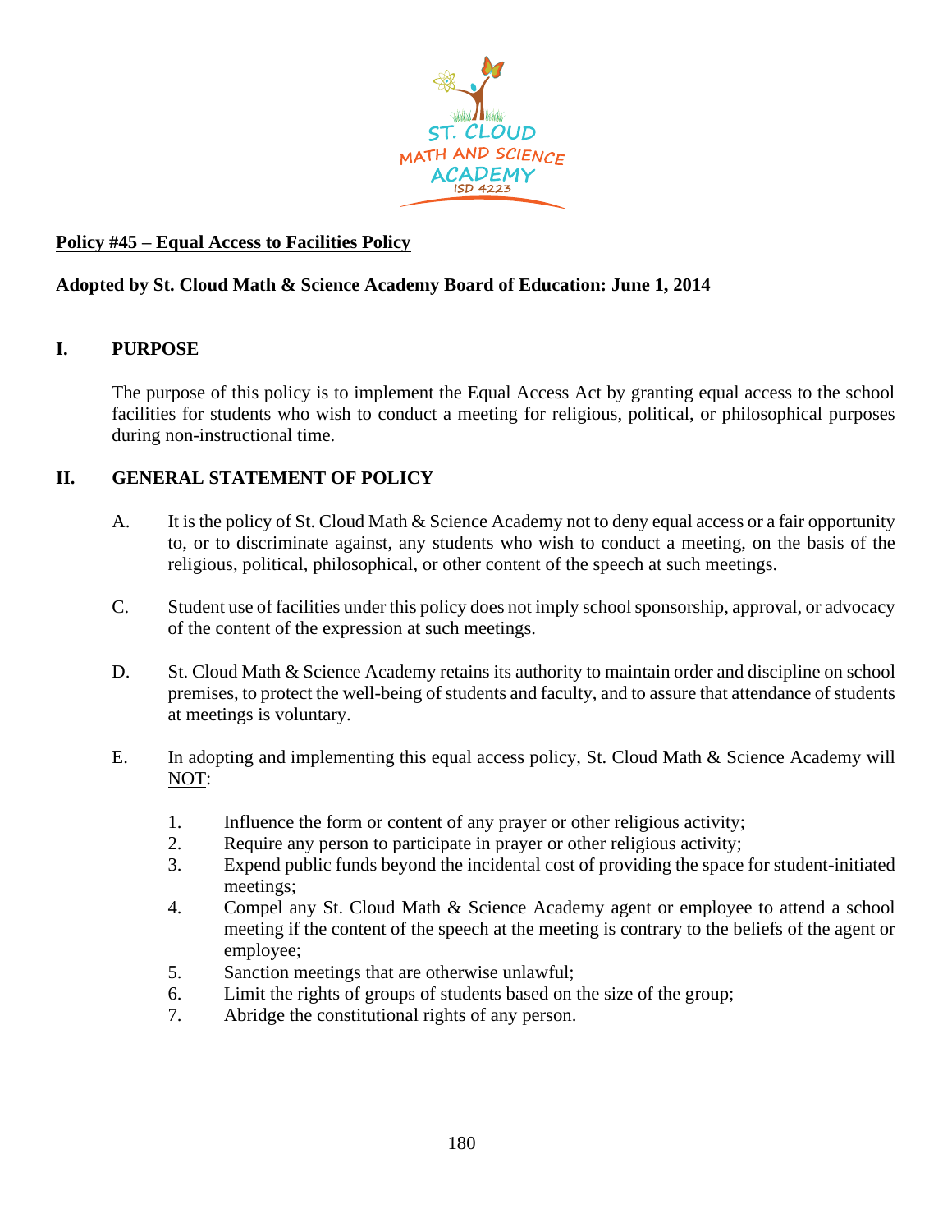**Policy #45 – Equal Access to Facilities Policy**

**Adopted by St. Cloud Math & Science Academy Board of Education: June 1, 2014**

## I. PURPOSE

The purpose of this policy is to implement the Equal Access Act by granting equal access to the school facilities for students who wish to conduct a meeting for religious, political, or philosophical purposes during non-instructional time.

## II. GENERAL STATEMENT OF POLICY

A. It is the policy of St. Cloud Math & Science Academy not to deny equal access or a fair opportunity to, or to discriminate against, any students who wish to conduct a meeting, on the basis of the religious, political, philosophical, or other content of the speech at such meetings.

C. Student use of facilities under this policy does not imply school sponsorship, approval, or advocacy of the content of the expression at such meetings.

D. St. Cloud Math & Science Academy retains its authority to maintain order and discipline on school premises, to protect the well-being of students and faculty, and to assure that attendance of students at meetings is voluntary.

E. In adopting and implementing this equal access policy, St. Cloud Math & Science Academy will NOT:

1. Influence the form or content of any prayer or other religious activity;
2. Require any person to participate in prayer or other religious activity;
3. Expend public funds beyond the incidental cost of providing the space for student-initiated meetings;
4. Compel any St. Cloud Math & Science Academy agent or employee to attend a school meeting if the content of the speech at the meeting is contrary to the beliefs of the agent or employee;
5. Sanction meetings that are otherwise unlawful;
6. Limit the rights of groups of students based on the size of the group;
7. Abridge the constitutional rights of any person.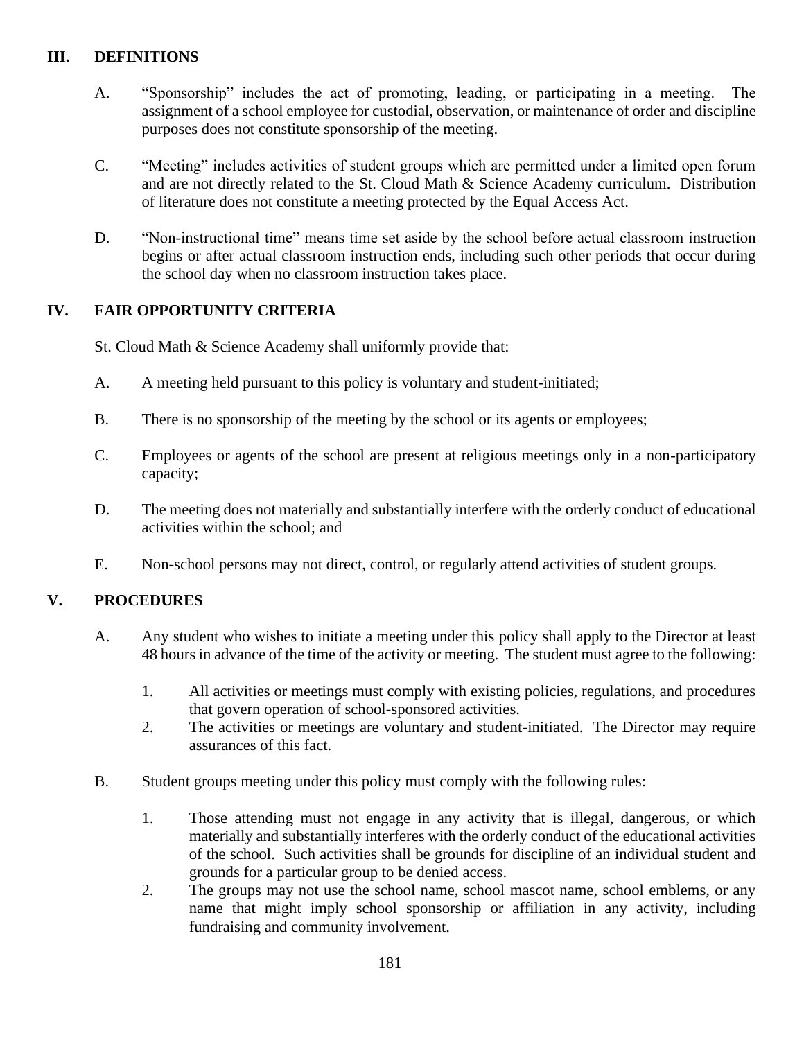## III. DEFINITIONS

A. "Sponsorship" includes the act of promoting, leading, or participating in a meeting. The assignment of a school employee for custodial, observation, or maintenance of order and discipline purposes does not constitute sponsorship of the meeting.

C. "Meeting" includes activities of student groups which are permitted under a limited open forum and are not directly related to the St. Cloud Math & Science Academy curriculum. Distribution of literature does not constitute a meeting protected by the Equal Access Act.

D. "Non-instructional time" means time set aside by the school before actual classroom instruction begins or after actual classroom instruction ends, including such other periods that occur during the school day when no classroom instruction takes place.

## IV. FAIR OPPORTUNITY CRITERIA

St. Cloud Math & Science Academy shall uniformly provide that:

A. A meeting held pursuant to this policy is voluntary and student-initiated;

B. There is no sponsorship of the meeting by the school or its agents or employees;

C. Employees or agents of the school are present at religious meetings only in a non-participatory capacity;

D. The meeting does not materially and substantially interfere with the orderly conduct of educational activities within the school; and

E. Non-school persons may not direct, control, or regularly attend activities of student groups.

## V. PROCEDURES

A. Any student who wishes to initiate a meeting under this policy shall apply to the Director at least 48 hours in advance of the time of the activity or meeting. The student must agree to the following:

   1. All activities or meetings must comply with existing policies, regulations, and procedures that govern operation of school-sponsored activities.
   2. The activities or meetings are voluntary and student-initiated. The Director may require assurances of this fact.

B. Student groups meeting under this policy must comply with the following rules:

   1. Those attending must not engage in any activity that is illegal, dangerous, or which materially and substantially interferes with the orderly conduct of the educational activities of the school. Such activities shall be grounds for discipline of an individual student and grounds for a particular group to be denied access.
   2. The groups may not use the school name, school mascot name, school emblems, or any name that might imply school sponsorship or affiliation in any activity, including fundraising and community involvement.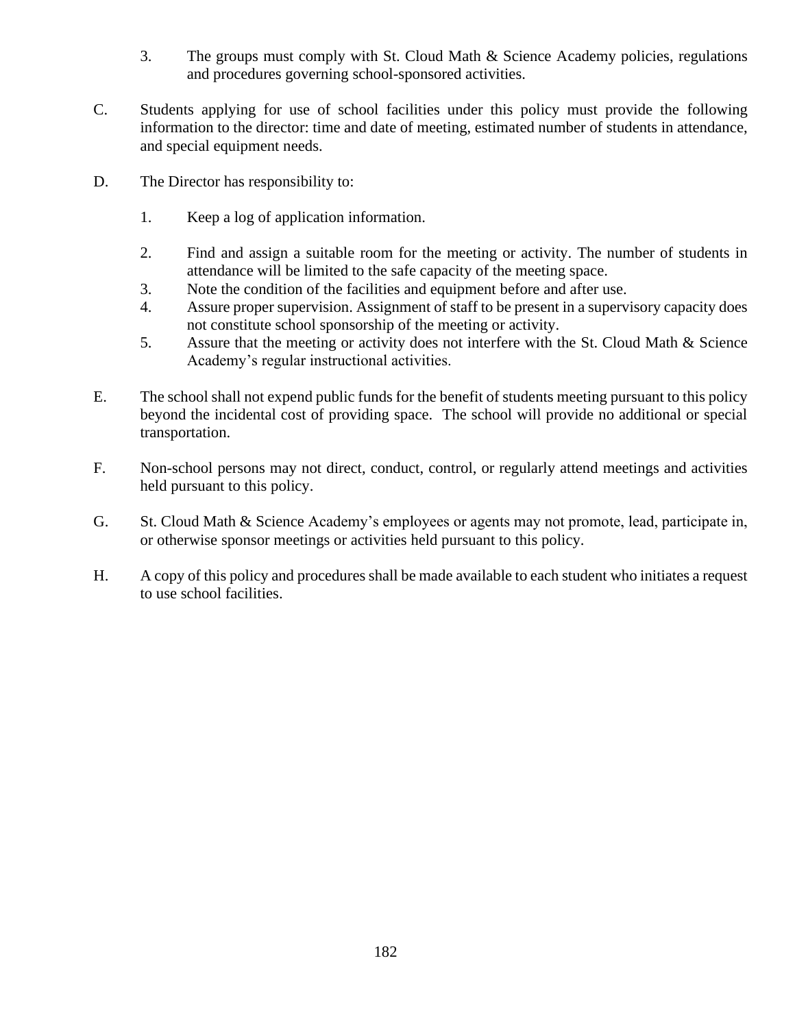3. The groups must comply with St. Cloud Math & Science Academy policies, regulations and procedures governing school-sponsored activities.

C. Students applying for use of school facilities under this policy must provide the following information to the director: time and date of meeting, estimated number of students in attendance, and special equipment needs.

D. The Director has responsibility to:

1. Keep a log of application information.
2. Find and assign a suitable room for the meeting or activity. The number of students in attendance will be limited to the safe capacity of the meeting space.
3. Note the condition of the facilities and equipment before and after use.
4. Assure proper supervision. Assignment of staff to be present in a supervisory capacity does not constitute school sponsorship of the meeting or activity.
5. Assure that the meeting or activity does not interfere with the St. Cloud Math & Science Academy's regular instructional activities.

E. The school shall not expend public funds for the benefit of students meeting pursuant to this policy beyond the incidental cost of providing space. The school will provide no additional or special transportation.

F. Non-school persons may not direct, conduct, control, or regularly attend meetings and activities held pursuant to this policy.

G. St. Cloud Math & Science Academy's employees or agents may not promote, lead, participate in, or otherwise sponsor meetings or activities held pursuant to this policy.

H. A copy of this policy and procedures shall be made available to each student who initiates a request to use school facilities.